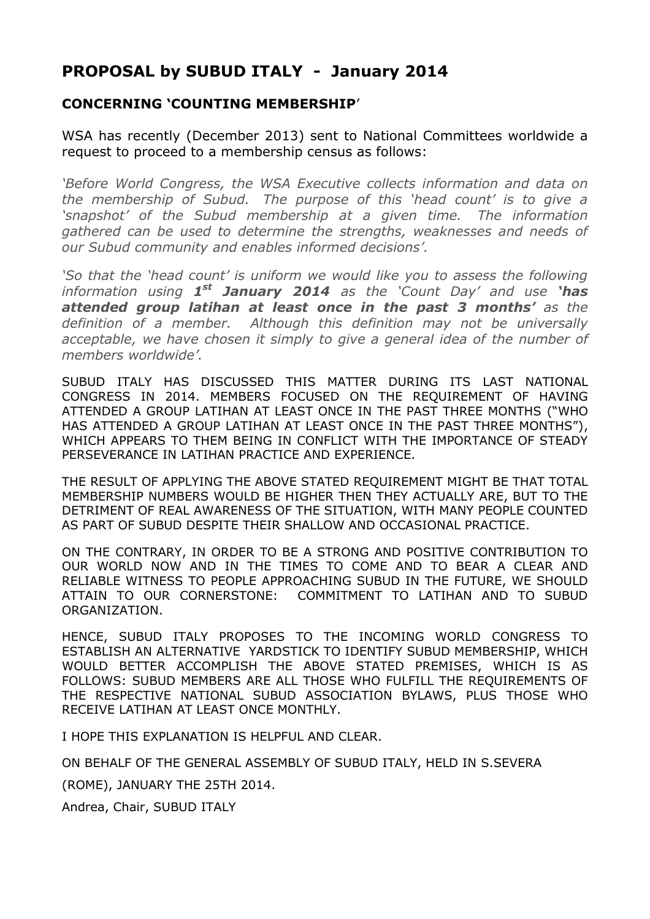## PROPOSAL by SUBUD ITALY - January 2014

### CONCERNING 'COUNTING MEMBERSHIP'

WSA has recently (December 2013) sent to National Committees worldwide a request to proceed to a membership census as follows:

*'Before World Congress, the WSA Executive collects information and data on the membership of Subud. The purpose of this 'head count' is to give a 'snapshot' of the Subud membership at a given time. The information gathered can be used to determine the strengths, weaknesses and needs of our Subud community and enables informed decisions'.*

*'So that the 'head count' is uniform we would like you to assess the following information using **1st January 2014** as the 'Count Day' and use **'has attended group latihan at least once in the past 3 months'** as the definition of a member. Although this definition may not be universally acceptable, we have chosen it simply to give a general idea of the number of members worldwide'.*

SUBUD ITALY HAS DISCUSSED THIS MATTER DURING ITS LAST NATIONAL CONGRESS IN 2014. MEMBERS FOCUSED ON THE REQUIREMENT OF HAVING ATTENDED A GROUP LATIHAN AT LEAST ONCE IN THE PAST THREE MONTHS ("WHO HAS ATTENDED A GROUP LATIHAN AT LEAST ONCE IN THE PAST THREE MONTHS"), WHICH APPEARS TO THEM BEING IN CONFLICT WITH THE IMPORTANCE OF STEADY PERSEVERANCE IN LATIHAN PRACTICE AND EXPERIENCE.

THE RESULT OF APPLYING THE ABOVE STATED REQUIREMENT MIGHT BE THAT TOTAL MEMBERSHIP NUMBERS WOULD BE HIGHER THEN THEY ACTUALLY ARE, BUT TO THE DETRIMENT OF REAL AWARENESS OF THE SITUATION, WITH MANY PEOPLE COUNTED AS PART OF SUBUD DESPITE THEIR SHALLOW AND OCCASIONAL PRACTICE.

ON THE CONTRARY, IN ORDER TO BE A STRONG AND POSITIVE CONTRIBUTION TO OUR WORLD NOW AND IN THE TIMES TO COME AND TO BEAR A CLEAR AND RELIABLE WITNESS TO PEOPLE APPROACHING SUBUD IN THE FUTURE, WE SHOULD ATTAIN TO OUR CORNERSTONE: COMMITMENT TO LATIHAN AND TO SUBUD ORGANIZATION.

HENCE, SUBUD ITALY PROPOSES TO THE INCOMING WORLD CONGRESS TO ESTABLISH AN ALTERNATIVE YARDSTICK TO IDENTIFY SUBUD MEMBERSHIP, WHICH WOULD BETTER ACCOMPLISH THE ABOVE STATED PREMISES, WHICH IS AS FOLLOWS: SUBUD MEMBERS ARE ALL THOSE WHO FULFILL THE REQUIREMENTS OF THE RESPECTIVE NATIONAL SUBUD ASSOCIATION BYLAWS, PLUS THOSE WHO RECEIVE LATIHAN AT LEAST ONCE MONTHLY.

I HOPE THIS EXPLANATION IS HELPFUL AND CLEAR.

ON BEHALF OF THE GENERAL ASSEMBLY OF SUBUD ITALY, HELD IN S.SEVERA

(ROME), JANUARY THE 25TH 2014.

Andrea, Chair, SUBUD ITALY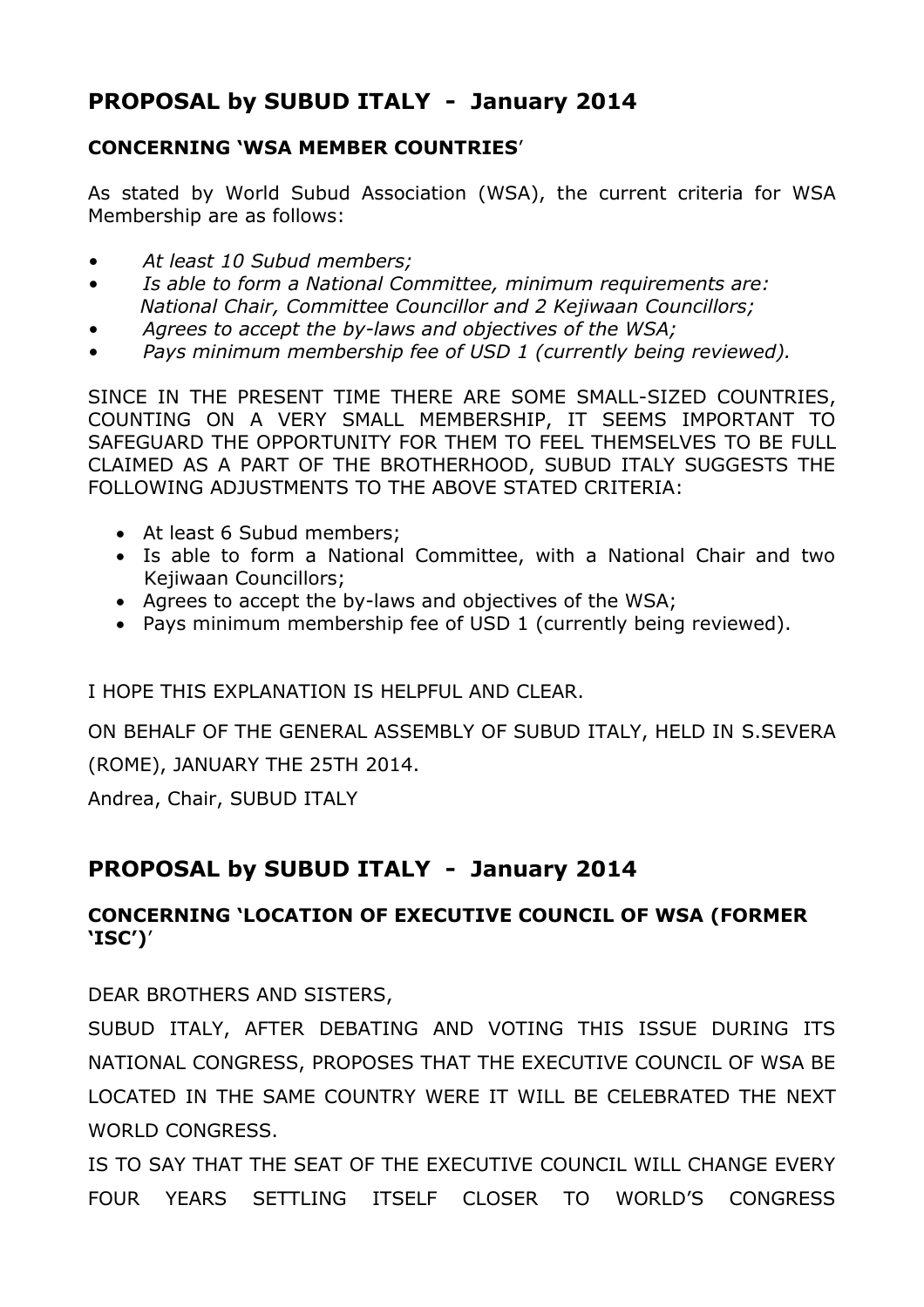## PROPOSAL by SUBUD ITALY - January 2014

### CONCERNING 'WSA MEMBER COUNTRIES'

As stated by World Subud Association (WSA), the current criteria for WSA Membership are as follows:

- *At least 10 Subud members;*
- *Is able to form a National Committee, minimum requirements are: National Chair, Committee Councillor and 2 Kejiwaan Councillors;*
- *Agrees to accept the by-laws and objectives of the WSA;*
- *Pays minimum membership fee of USD 1 (currently being reviewed).*

SINCE IN THE PRESENT TIME THERE ARE SOME SMALL-SIZED COUNTRIES, COUNTING ON A VERY SMALL MEMBERSHIP, IT SEEMS IMPORTANT TO SAFEGUARD THE OPPORTUNITY FOR THEM TO FEEL THEMSELVES TO BE FULL CLAIMED AS A PART OF THE BROTHERHOOD, SUBUD ITALY SUGGESTS THE FOLLOWING ADJUSTMENTS TO THE ABOVE STATED CRITERIA:

- At least 6 Subud members;
- Is able to form a National Committee, with a National Chair and two Kejiwaan Councillors;
- Agrees to accept the by-laws and objectives of the WSA;
- Pays minimum membership fee of USD 1 (currently being reviewed).

I HOPE THIS EXPLANATION IS HELPFUL AND CLEAR.

ON BEHALF OF THE GENERAL ASSEMBLY OF SUBUD ITALY, HELD IN S.SEVERA (ROME), JANUARY THE 25TH 2014.

Andrea, Chair, SUBUD ITALY

## PROPOSAL by SUBUD ITALY - January 2014

### CONCERNING 'LOCATION OF EXECUTIVE COUNCIL OF WSA (FORMER 'ISC')'

DEAR BROTHERS AND SISTERS,

SUBUD ITALY, AFTER DEBATING AND VOTING THIS ISSUE DURING ITS NATIONAL CONGRESS, PROPOSES THAT THE EXECUTIVE COUNCIL OF WSA BE LOCATED IN THE SAME COUNTRY WERE IT WILL BE CELEBRATED THE NEXT WORLD CONGRESS.

IS TO SAY THAT THE SEAT OF THE EXECUTIVE COUNCIL WILL CHANGE EVERY FOUR YEARS SETTLING ITSELF CLOSER TO WORLD'S CONGRESS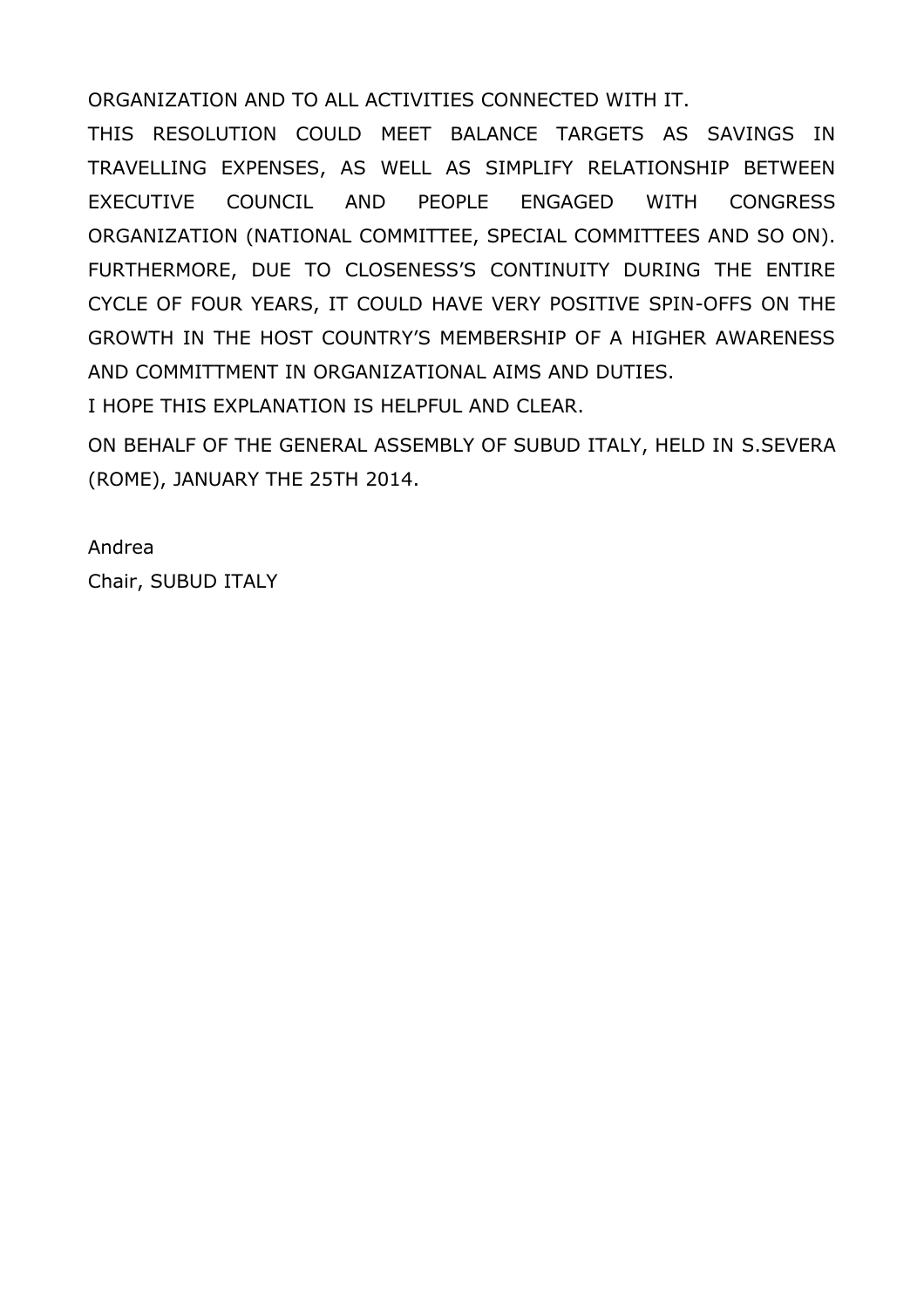ORGANIZATION AND TO ALL ACTIVITIES CONNECTED WITH IT.

THIS RESOLUTION COULD MEET BALANCE TARGETS AS SAVINGS IN TRAVELLING EXPENSES, AS WELL AS SIMPLIFY RELATIONSHIP BETWEEN EXECUTIVE COUNCIL AND PEOPLE ENGAGED WITH CONGRESS ORGANIZATION (NATIONAL COMMITTEE, SPECIAL COMMITTEES AND SO ON). FURTHERMORE, DUE TO CLOSENESS'S CONTINUITY DURING THE ENTIRE CYCLE OF FOUR YEARS, IT COULD HAVE VERY POSITIVE SPIN-OFFS ON THE GROWTH IN THE HOST COUNTRY'S MEMBERSHIP OF A HIGHER AWARENESS AND COMMITTMENT IN ORGANIZATIONAL AIMS AND DUTIES.

I HOPE THIS EXPLANATION IS HELPFUL AND CLEAR.

ON BEHALF OF THE GENERAL ASSEMBLY OF SUBUD ITALY, HELD IN S.SEVERA (ROME), JANUARY THE 25TH 2014.

Andrea
Chair, SUBUD ITALY